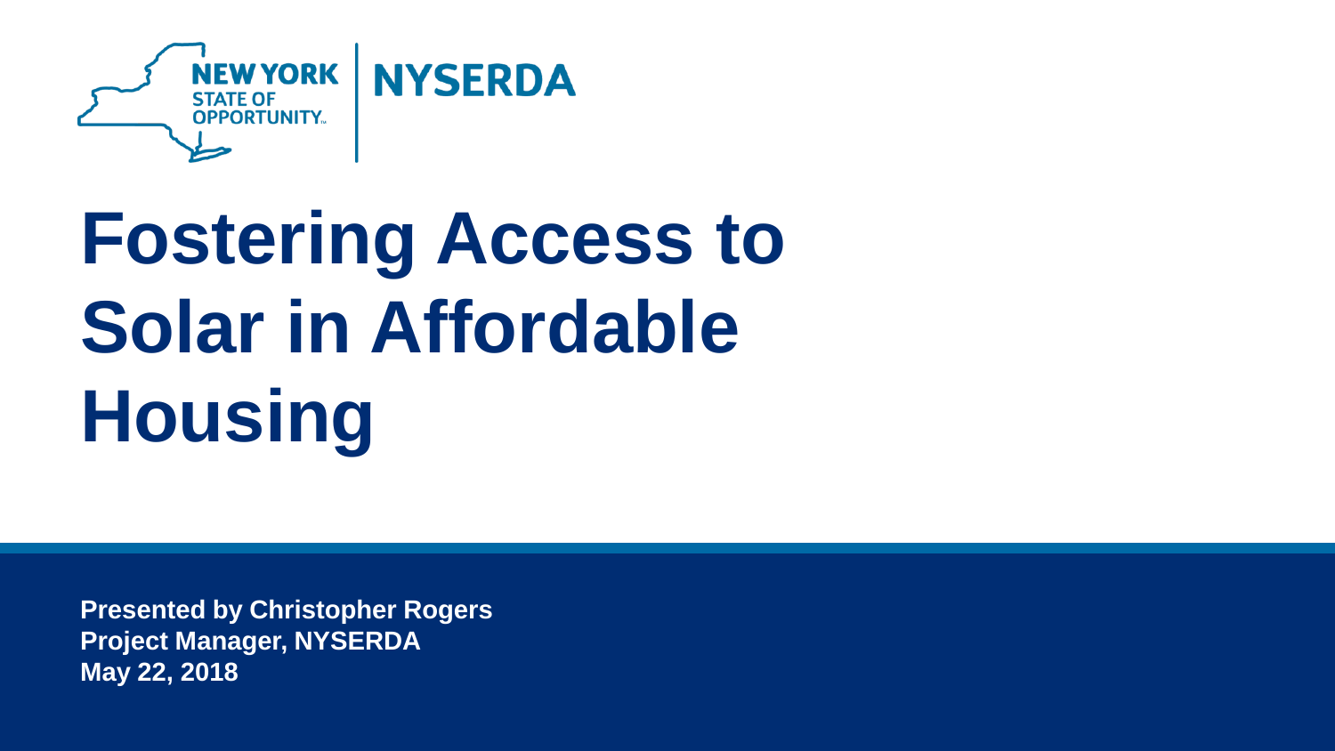NEW YORK STATE OF OPPORTUNITY | NYSERDA

# Fostering Access to Solar in Affordable Housing

**Presented by Christopher Rogers**
**Project Manager, NYSERDA**
**May 22, 2018**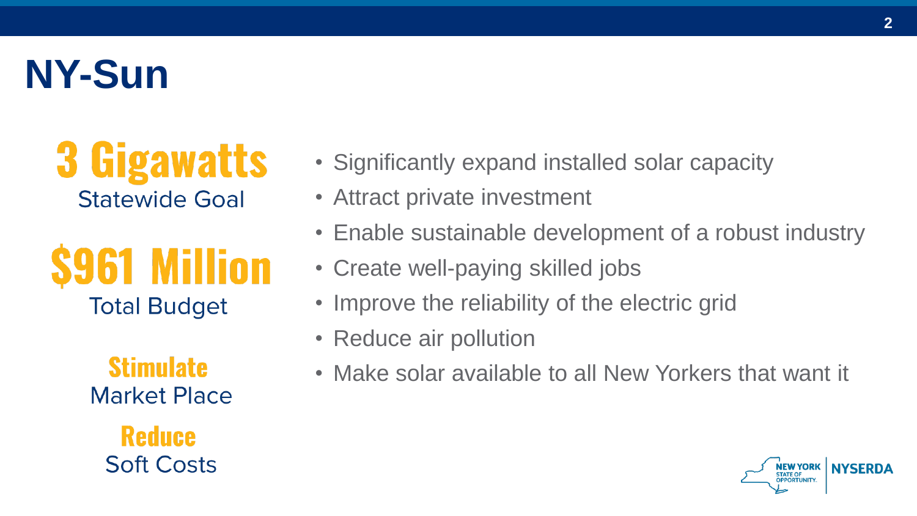# NY-Sun

**3 Gigawatts**
Statewide Goal

**$961 Million**
Total Budget

**Stimulate**
Market Place

**Reduce**
Soft Costs

- Significantly expand installed solar capacity
- Attract private investment
- Enable sustainable development of a robust industry
- Create well-paying skilled jobs
- Improve the reliability of the electric grid
- Reduce air pollution
- Make solar available to all New Yorkers that want it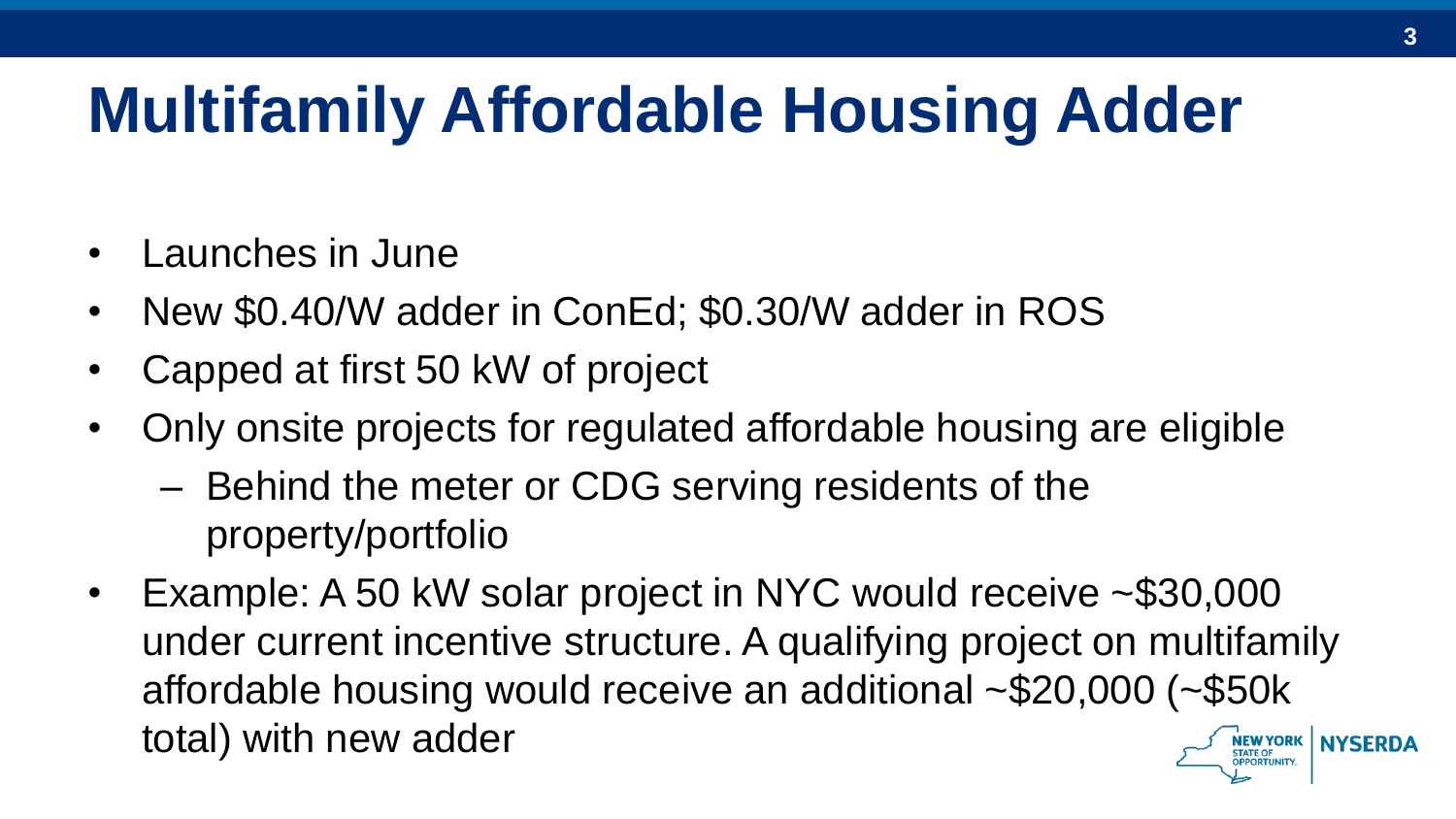# Multifamily Affordable Housing Adder

- Launches in June
- New $0.40/W adder in ConEd; $0.30/W adder in ROS
- Capped at first 50 kW of project
- Only onsite projects for regulated affordable housing are eligible
  - Behind the meter or CDG serving residents of the property/portfolio
- Example: A 50 kW solar project in NYC would receive ~$30,000 under current incentive structure. A qualifying project on multifamily affordable housing would receive an additional ~$20,000 (~$50k total) with new adder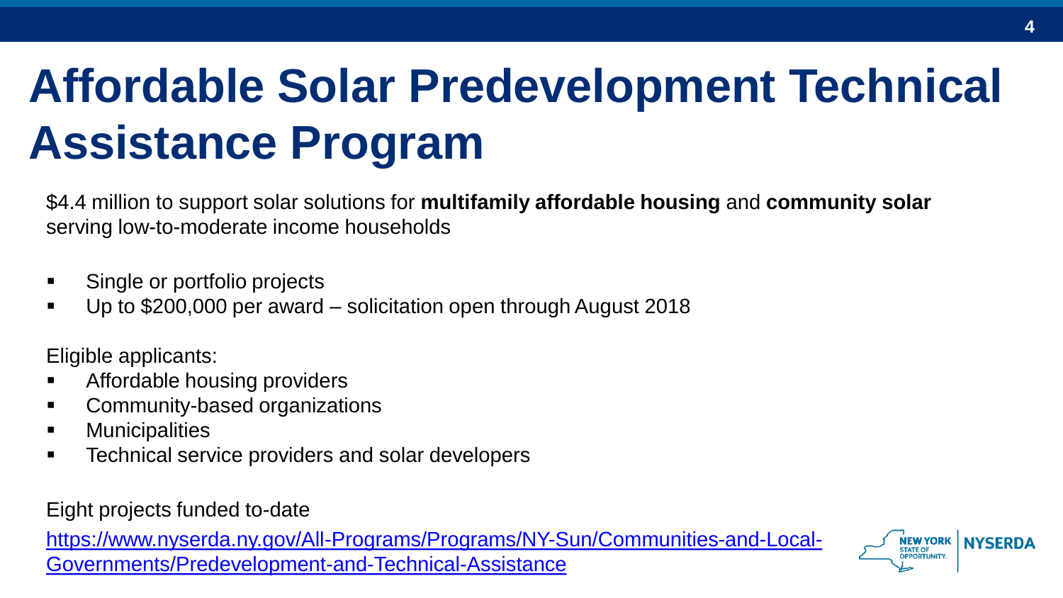# Affordable Solar Predevelopment Technical Assistance Program

$4.4 million to support solar solutions for **multifamily affordable housing** and **community solar** serving low-to-moderate income households

- Single or portfolio projects
- Up to $200,000 per award – solicitation open through August 2018

Eligible applicants:

- Affordable housing providers
- Community-based organizations
- Municipalities
- Technical service providers and solar developers

Eight projects funded to-date

[https://www.nyserda.ny.gov/All-Programs/Programs/NY-Sun/Communities-and-Local-Governments/Predevelopment-and-Technical-Assistance](https://www.nyserda.ny.gov/All-Programs/Programs/NY-Sun/Communities-and-Local-Governments/Predevelopment-and-Technical-Assistance)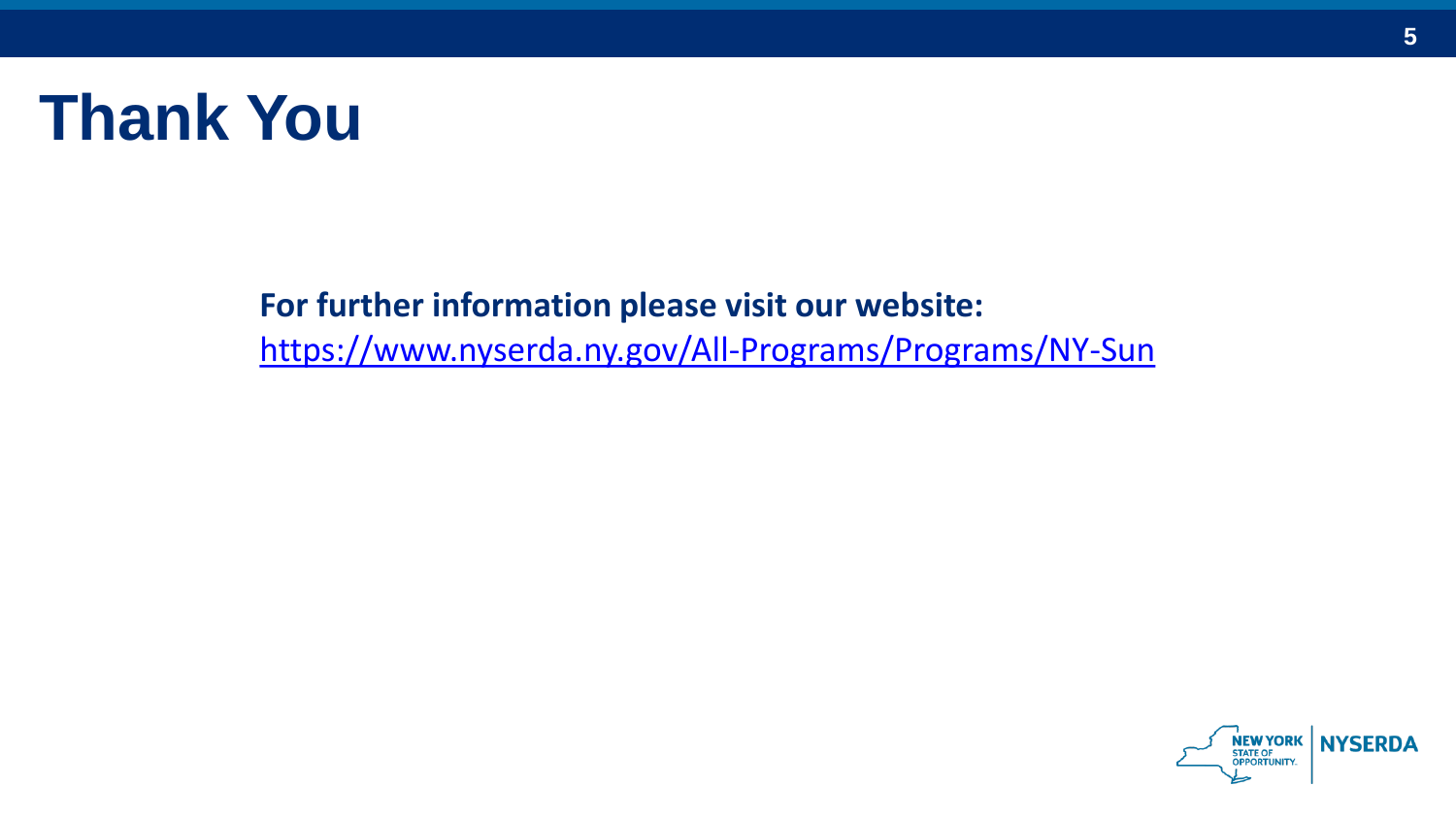# Thank You

**For further information please visit our website:**
https://www.nyserda.ny.gov/All-Programs/Programs/NY-Sun